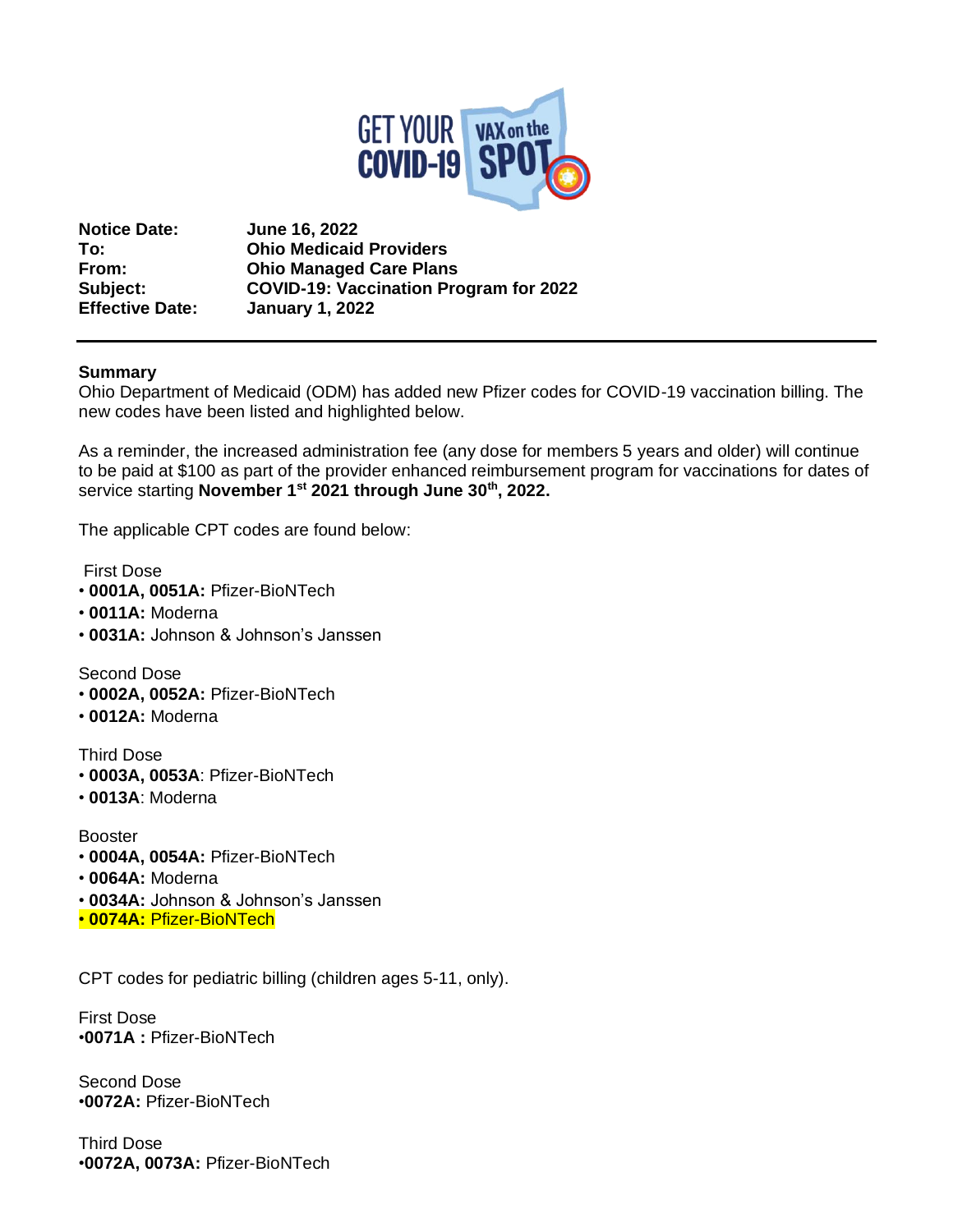GET YOUR COVID-19 VAX on the SPOT

**Notice Date:** June 16, 2022
**To:** Ohio Medicaid Providers
**From:** Ohio Managed Care Plans
**Subject:** COVID-19: Vaccination Program for 2022
**Effective Date:** January 1, 2022

---

**Summary**

Ohio Department of Medicaid (ODM) has added new Pfizer codes for COVID-19 vaccination billing. The new codes have been listed and highlighted below.

As a reminder, the increased administration fee (any dose for members 5 years and older) will continue to be paid at $100 as part of the provider enhanced reimbursement program for vaccinations for dates of service starting **November 1st 2021 through June 30th, 2022.**

The applicable CPT codes are found below:

First Dose

- **0001A, 0051A:** Pfizer-BioNTech
- **0011A:** Moderna
- **0031A:** Johnson & Johnson's Janssen

Second Dose

- **0002A, 0052A:** Pfizer-BioNTech
- **0012A:** Moderna

Third Dose

- **0003A, 0053A**: Pfizer-BioNTech
- **0013A**: Moderna

Booster

- **0004A, 0054A:** Pfizer-BioNTech
- **0064A:** Moderna
- **0034A:** Johnson & Johnson's Janssen
- **0074A:** Pfizer-BioNTech

CPT codes for pediatric billing (children ages 5-11, only).

First Dose

- **0071A :** Pfizer-BioNTech

Second Dose

- **0072A:** Pfizer-BioNTech

Third Dose

- **0072A, 0073A:** Pfizer-BioNTech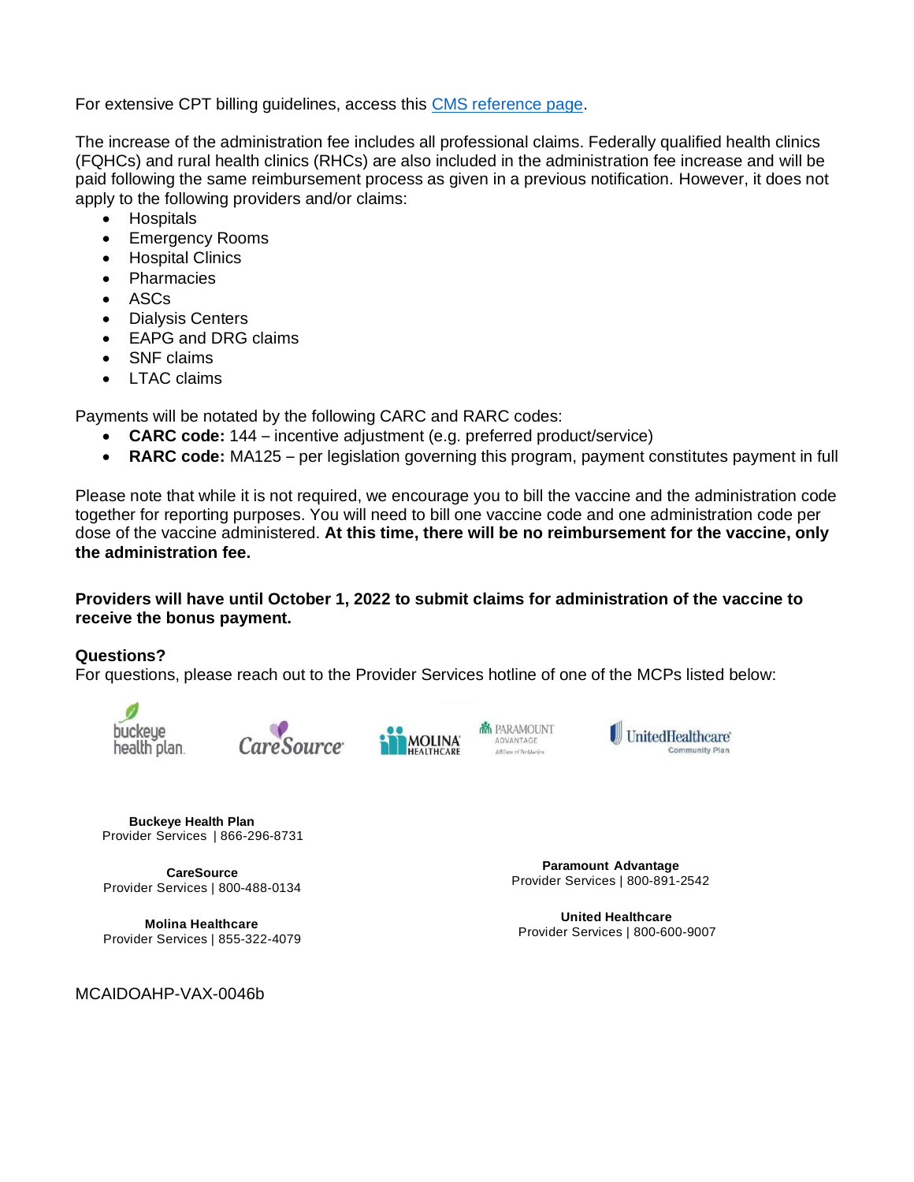For extensive CPT billing guidelines, access this [CMS reference page](CMS reference page).

The increase of the administration fee includes all professional claims. Federally qualified health clinics (FQHCs) and rural health clinics (RHCs) are also included in the administration fee increase and will be paid following the same reimbursement process as given in a previous notification. However, it does not apply to the following providers and/or claims:

- Hospitals
- Emergency Rooms
- Hospital Clinics
- Pharmacies
- ASCs
- Dialysis Centers
- EAPG and DRG claims
- SNF claims
- LTAC claims

Payments will be notated by the following CARC and RARC codes:

- **CARC code:** 144 – incentive adjustment (e.g. preferred product/service)
- **RARC code:** MA125 – per legislation governing this program, payment constitutes payment in full

Please note that while it is not required, we encourage you to bill the vaccine and the administration code together for reporting purposes. You will need to bill one vaccine code and one administration code per dose of the vaccine administered. **At this time, there will be no reimbursement for the vaccine, only the administration fee.**

**Providers will have until October 1, 2022 to submit claims for administration of the vaccine to receive the bonus payment.**

**Questions?**
For questions, please reach out to the Provider Services hotline of one of the MCPs listed below:

**Buckeye Health Plan**
Provider Services | 866-296-8731

**CareSource**
Provider Services | 800-488-0134

**Molina Healthcare**
Provider Services | 855-322-4079

**Paramount Advantage**
Provider Services | 800-891-2542

**United Healthcare**
Provider Services | 800-600-9007

MCAIDOAHP-VAX-0046b